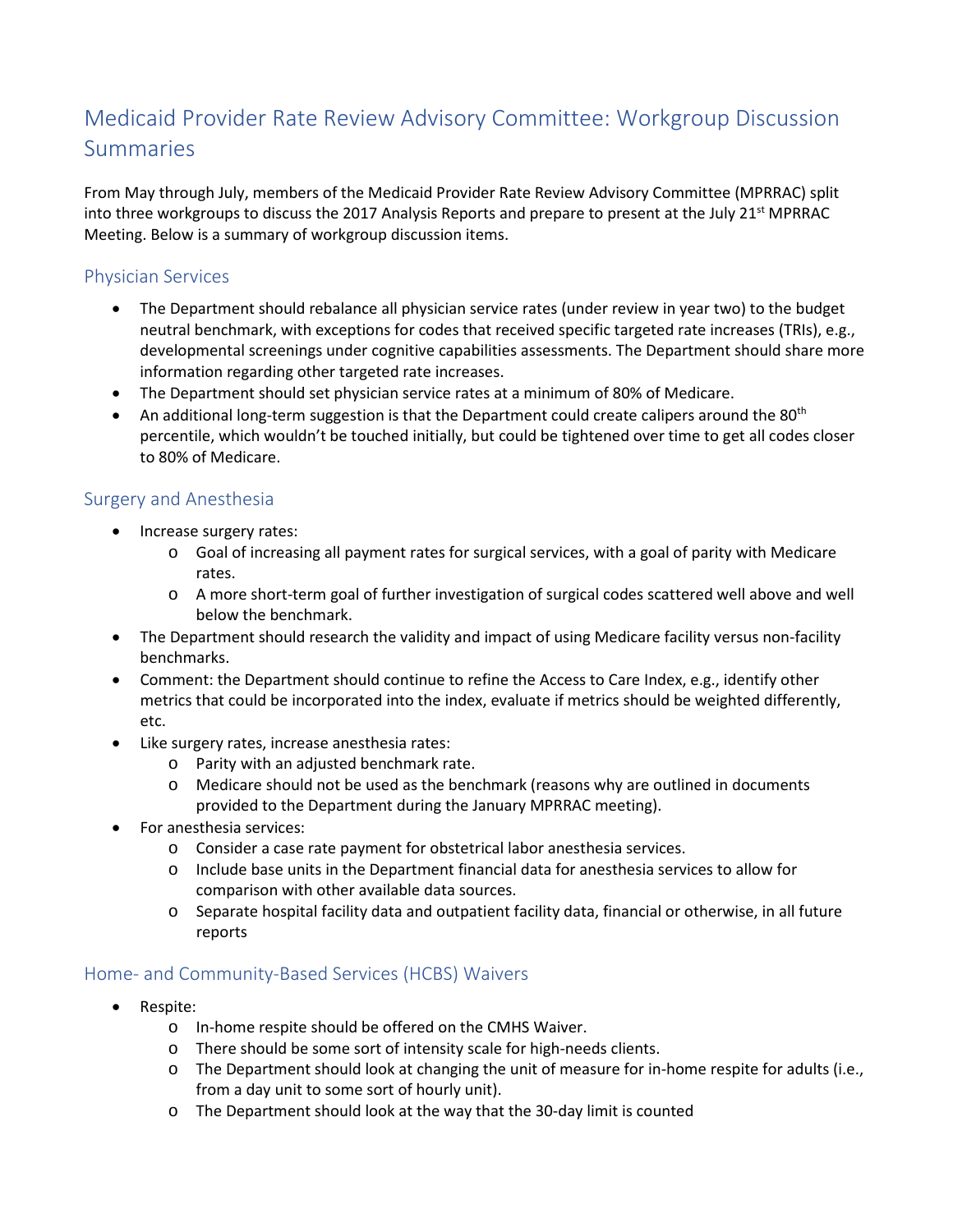# Medicaid Provider Rate Review Advisory Committee: Workgroup Discussion Summaries

From May through July, members of the Medicaid Provider Rate Review Advisory Committee (MPRRAC) split into three workgroups to discuss the 2017 Analysis Reports and prepare to present at the July 21st MPRRAC Meeting. Below is a summary of workgroup discussion items.

## Physician Services

- The Department should rebalance all physician service rates (under review in year two) to the budget neutral benchmark, with exceptions for codes that received specific targeted rate increases (TRIs), e.g., developmental screenings under cognitive capabilities assessments. The Department should share more information regarding other targeted rate increases.
- The Department should set physician service rates at a minimum of 80% of Medicare.
- An additional long-term suggestion is that the Department could create calipers around the 80th percentile, which wouldn't be touched initially, but could be tightened over time to get all codes closer to 80% of Medicare.

## Surgery and Anesthesia

- Increase surgery rates:
  - Goal of increasing all payment rates for surgical services, with a goal of parity with Medicare rates.
  - A more short-term goal of further investigation of surgical codes scattered well above and well below the benchmark.
- The Department should research the validity and impact of using Medicare facility versus non-facility benchmarks.
- Comment: the Department should continue to refine the Access to Care Index, e.g., identify other metrics that could be incorporated into the index, evaluate if metrics should be weighted differently, etc.
- Like surgery rates, increase anesthesia rates:
  - Parity with an adjusted benchmark rate.
  - Medicare should not be used as the benchmark (reasons why are outlined in documents provided to the Department during the January MPRRAC meeting).
- For anesthesia services:
  - Consider a case rate payment for obstetrical labor anesthesia services.
  - Include base units in the Department financial data for anesthesia services to allow for comparison with other available data sources.
  - Separate hospital facility data and outpatient facility data, financial or otherwise, in all future reports

## Home- and Community-Based Services (HCBS) Waivers

- Respite:
  - In-home respite should be offered on the CMHS Waiver.
  - There should be some sort of intensity scale for high-needs clients.
  - The Department should look at changing the unit of measure for in-home respite for adults (i.e., from a day unit to some sort of hourly unit).
  - The Department should look at the way that the 30-day limit is counted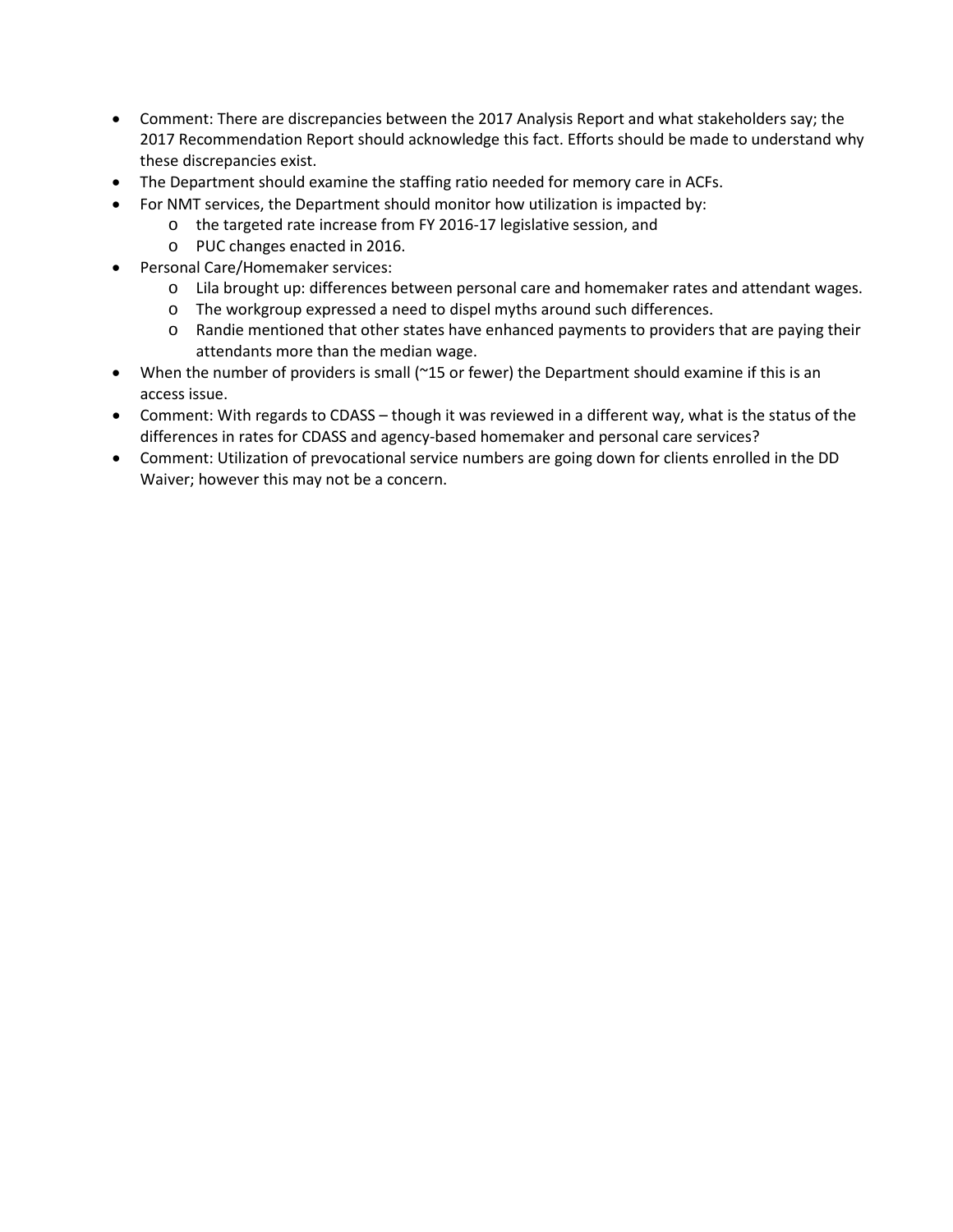- Comment: There are discrepancies between the 2017 Analysis Report and what stakeholders say; the 2017 Recommendation Report should acknowledge this fact. Efforts should be made to understand why these discrepancies exist.
- The Department should examine the staffing ratio needed for memory care in ACFs.
- For NMT services, the Department should monitor how utilization is impacted by:
  - the targeted rate increase from FY 2016-17 legislative session, and
  - PUC changes enacted in 2016.
- Personal Care/Homemaker services:
  - Lila brought up: differences between personal care and homemaker rates and attendant wages.
  - The workgroup expressed a need to dispel myths around such differences.
  - Randie mentioned that other states have enhanced payments to providers that are paying their attendants more than the median wage.
- When the number of providers is small (~15 or fewer) the Department should examine if this is an access issue.
- Comment: With regards to CDASS – though it was reviewed in a different way, what is the status of the differences in rates for CDASS and agency-based homemaker and personal care services?
- Comment: Utilization of prevocational service numbers are going down for clients enrolled in the DD Waiver; however this may not be a concern.